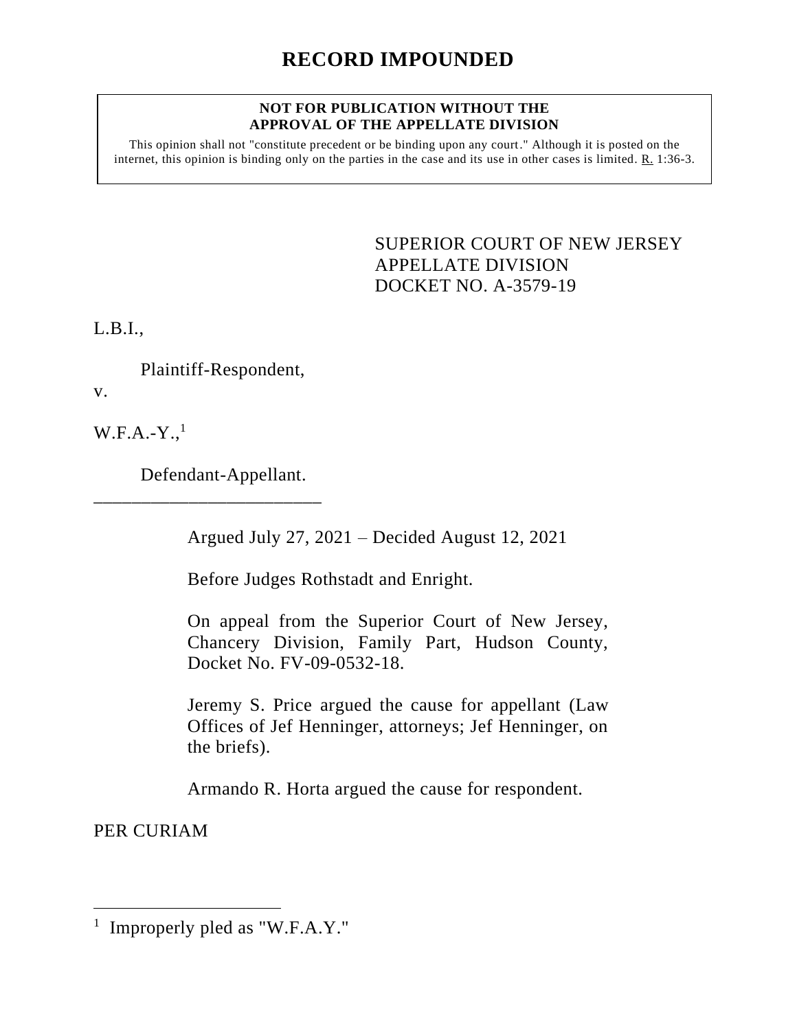# RECORD IMPOUNDED

**NOT FOR PUBLICATION WITHOUT THE APPROVAL OF THE APPELLATE DIVISION**

This opinion shall not "constitute precedent or be binding upon any court." Although it is posted on the internet, this opinion is binding only on the parties in the case and its use in other cases is limited. R. 1:36-3.

SUPERIOR COURT OF NEW JERSEY
APPELLATE DIVISION
DOCKET NO. A-3579-19

L.B.I.,

Plaintiff-Respondent,

v.

W.F.A.-Y.,[1]

Defendant-Appellant.

\_\_\_\_\_\_\_\_\_\_\_\_\_\_\_\_\_\_\_\_\_\_\_\_\_\_

Argued July 27, 2021 – Decided August 12, 2021

Before Judges Rothstadt and Enright.

On appeal from the Superior Court of New Jersey, Chancery Division, Family Part, Hudson County, Docket No. FV-09-0532-18.

Jeremy S. Price argued the cause for appellant (Law Offices of Jef Henninger, attorneys; Jef Henninger, on the briefs).

Armando R. Horta argued the cause for respondent.

PER CURIAM

---

[1] Improperly pled as "W.F.A.Y."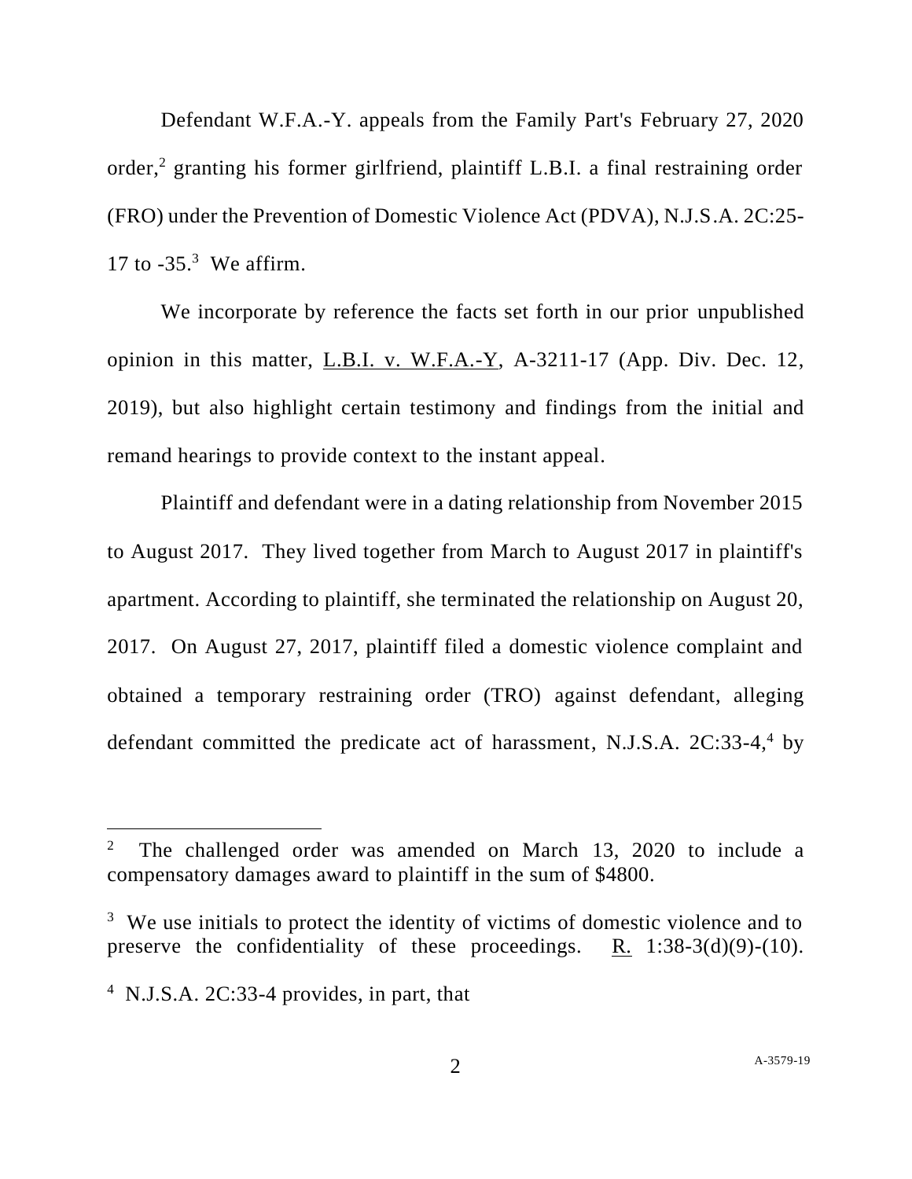Defendant W.F.A.-Y. appeals from the Family Part's February 27, 2020 order,[2] granting his former girlfriend, plaintiff L.B.I. a final restraining order (FRO) under the Prevention of Domestic Violence Act (PDVA), N.J.S.A. 2C:25-17 to -35.[3] We affirm.

We incorporate by reference the facts set forth in our prior unpublished opinion in this matter, L.B.I. v. W.F.A.-Y, A-3211-17 (App. Div. Dec. 12, 2019), but also highlight certain testimony and findings from the initial and remand hearings to provide context to the instant appeal.

Plaintiff and defendant were in a dating relationship from November 2015 to August 2017. They lived together from March to August 2017 in plaintiff's apartment. According to plaintiff, she terminated the relationship on August 20, 2017. On August 27, 2017, plaintiff filed a domestic violence complaint and obtained a temporary restraining order (TRO) against defendant, alleging defendant committed the predicate act of harassment, N.J.S.A. 2C:33-4,[4] by

---

[2] The challenged order was amended on March 13, 2020 to include a compensatory damages award to plaintiff in the sum of $4800.

[3] We use initials to protect the identity of victims of domestic violence and to preserve the confidentiality of these proceedings. R. 1:38-3(d)(9)-(10).

[4] N.J.S.A. 2C:33-4 provides, in part, that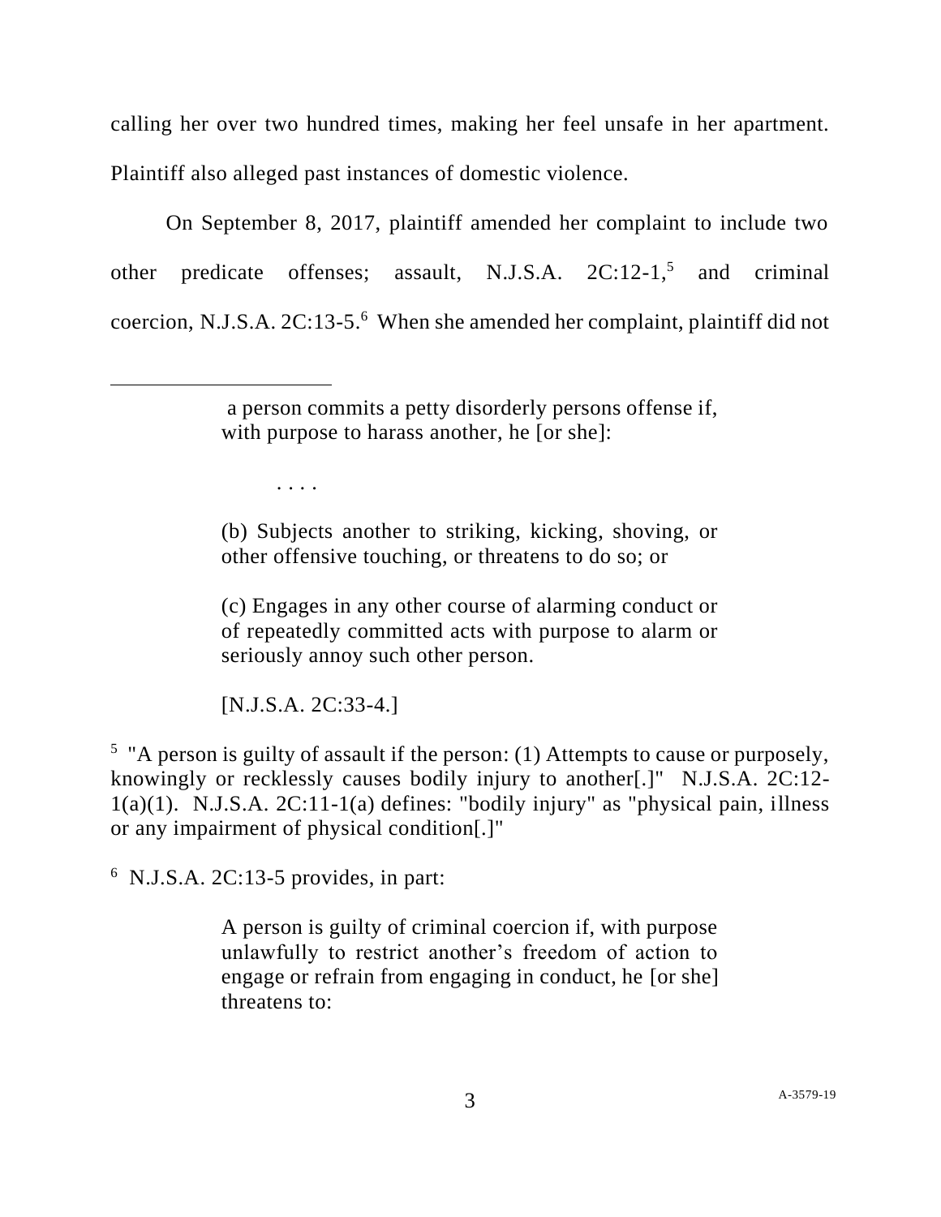calling her over two hundred times, making her feel unsafe in her apartment. Plaintiff also alleged past instances of domestic violence.

On September 8, 2017, plaintiff amended her complaint to include two other predicate offenses; assault, N.J.S.A. 2C:12-1,[5] and criminal coercion, N.J.S.A. 2C:13-5.[6] When she amended her complaint, plaintiff did not

---

> a person commits a petty disorderly persons offense if, with purpose to harass another, he [or she]:
>
> . . . .
>
> (b) Subjects another to striking, kicking, shoving, or other offensive touching, or threatens to do so; or
>
> (c) Engages in any other course of alarming conduct or of repeatedly committed acts with purpose to alarm or seriously annoy such other person.
>
> [N.J.S.A. 2C:33-4.]

[5] "A person is guilty of assault if the person: (1) Attempts to cause or purposely, knowingly or recklessly causes bodily injury to another[.]" N.J.S.A. 2C:12-1(a)(1). N.J.S.A. 2C:11-1(a) defines: "bodily injury" as "physical pain, illness or any impairment of physical condition[.]"

[6] N.J.S.A. 2C:13-5 provides, in part:

> A person is guilty of criminal coercion if, with purpose unlawfully to restrict another's freedom of action to engage or refrain from engaging in conduct, he [or she] threatens to: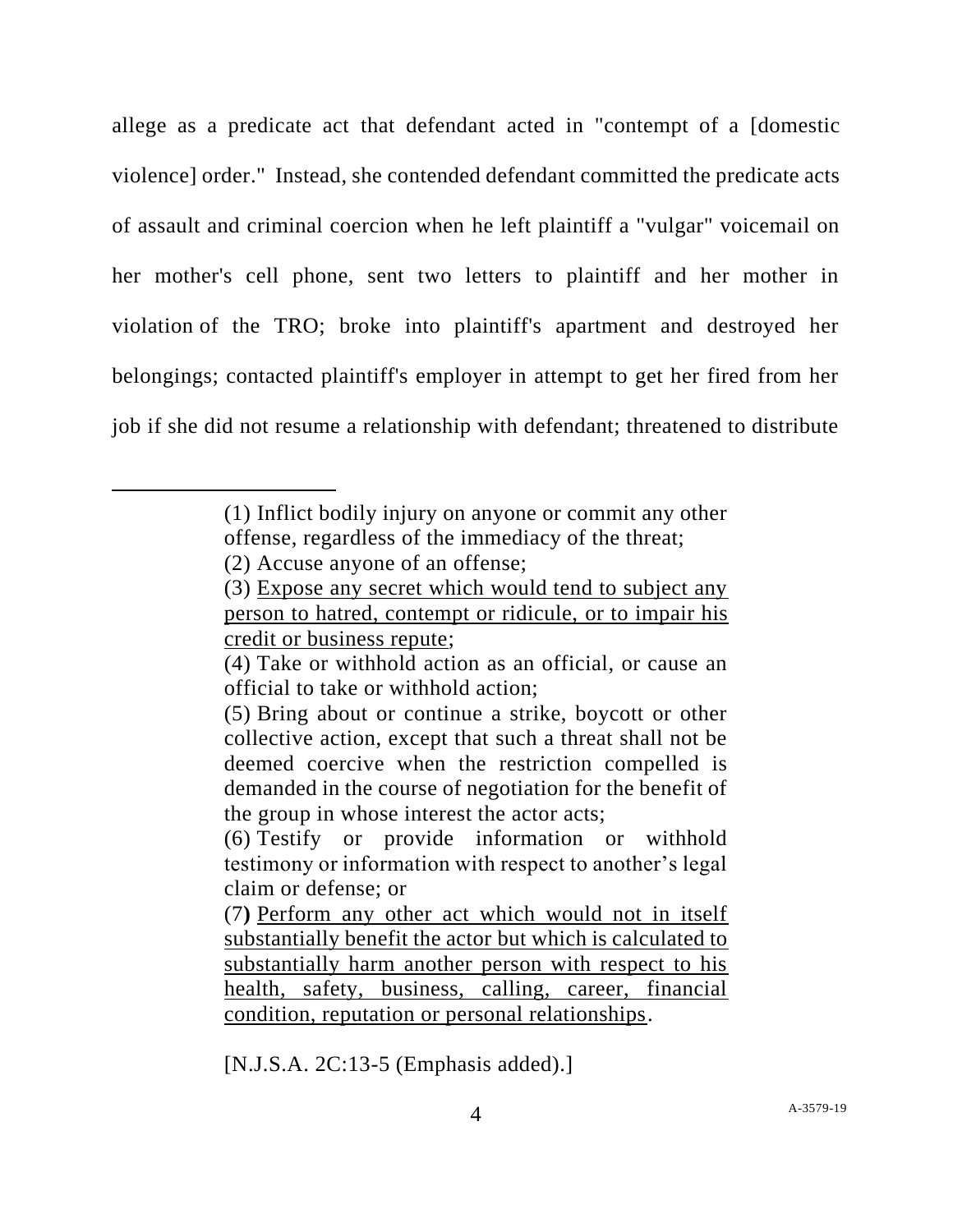allege as a predicate act that defendant acted in "contempt of a [domestic violence] order." Instead, she contended defendant committed the predicate acts of assault and criminal coercion when he left plaintiff a "vulgar" voicemail on her mother's cell phone, sent two letters to plaintiff and her mother in violation of the TRO; broke into plaintiff's apartment and destroyed her belongings; contacted plaintiff's employer in attempt to get her fired from her job if she did not resume a relationship with defendant; threatened to distribute

---

> (1) Inflict bodily injury on anyone or commit any other offense, regardless of the immediacy of the threat;
>
> (2) Accuse anyone of an offense;
>
> (3) <u>Expose any secret which would tend to subject any person to hatred, contempt or ridicule, or to impair his credit or business repute</u>;
>
> (4) Take or withhold action as an official, or cause an official to take or withhold action;
>
> (5) Bring about or continue a strike, boycott or other collective action, except that such a threat shall not be deemed coercive when the restriction compelled is demanded in the course of negotiation for the benefit of the group in whose interest the actor acts;
>
> (6) Testify or provide information or withhold testimony or information with respect to another's legal claim or defense; or
>
> (7) <u>Perform any other act which would not in itself substantially benefit the actor but which is calculated to substantially harm another person with respect to his health, safety, business, calling, career, financial condition, reputation or personal relationships</u>.
>
> [N.J.S.A. 2C:13-5 (Emphasis added).]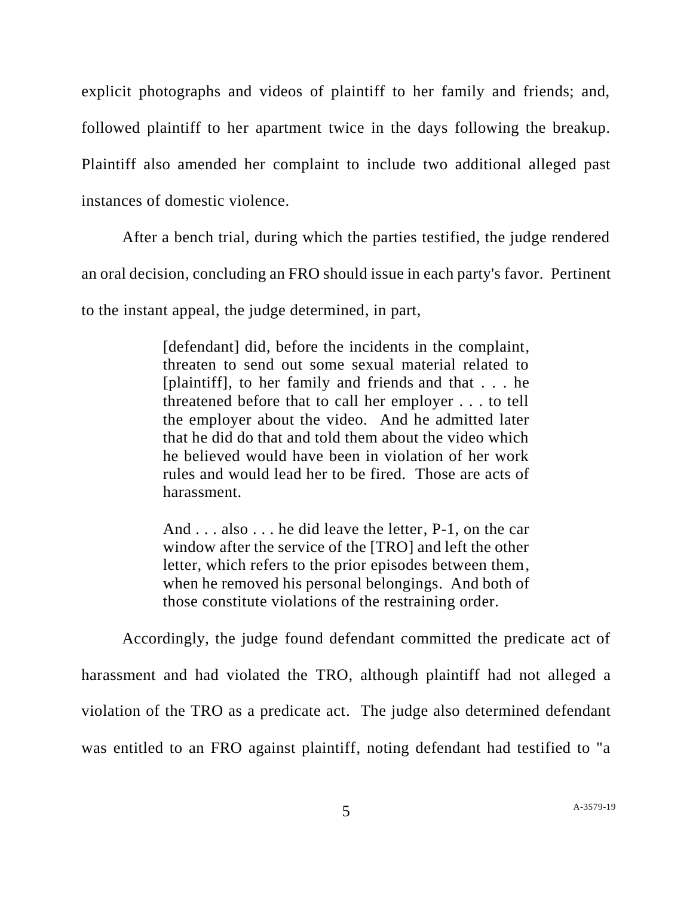explicit photographs and videos of plaintiff to her family and friends; and, followed plaintiff to her apartment twice in the days following the breakup. Plaintiff also amended her complaint to include two additional alleged past instances of domestic violence.

After a bench trial, during which the parties testified, the judge rendered an oral decision, concluding an FRO should issue in each party's favor. Pertinent to the instant appeal, the judge determined, in part,

> [defendant] did, before the incidents in the complaint, threaten to send out some sexual material related to [plaintiff], to her family and friends and that . . . he threatened before that to call her employer . . . to tell the employer about the video. And he admitted later that he did do that and told them about the video which he believed would have been in violation of her work rules and would lead her to be fired. Those are acts of harassment.
>
> And . . . also . . . he did leave the letter, P-1, on the car window after the service of the [TRO] and left the other letter, which refers to the prior episodes between them, when he removed his personal belongings. And both of those constitute violations of the restraining order.

Accordingly, the judge found defendant committed the predicate act of harassment and had violated the TRO, although plaintiff had not alleged a violation of the TRO as a predicate act. The judge also determined defendant was entitled to an FRO against plaintiff, noting defendant had testified to "a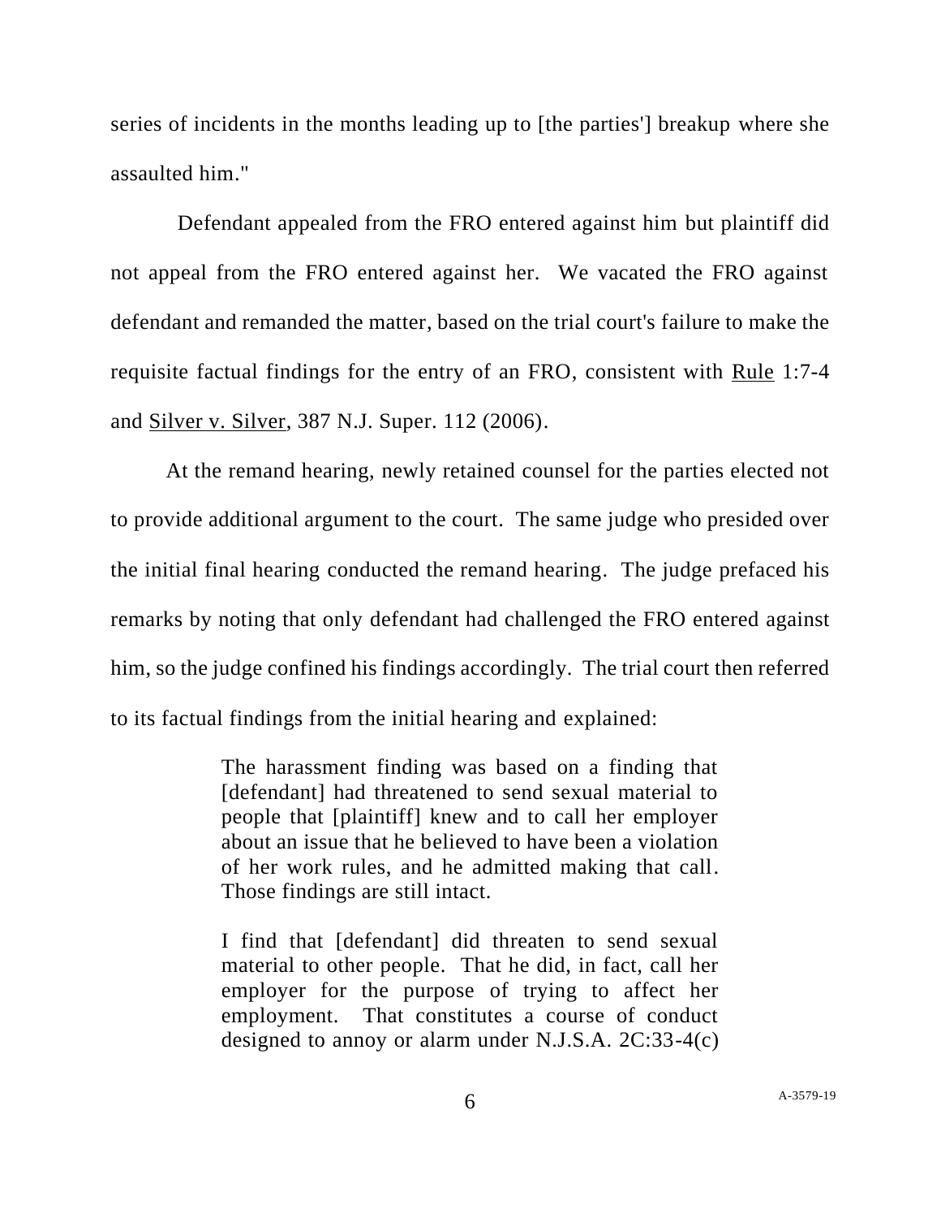series of incidents in the months leading up to [the parties'] breakup where she assaulted him."

Defendant appealed from the FRO entered against him but plaintiff did not appeal from the FRO entered against her. We vacated the FRO against defendant and remanded the matter, based on the trial court's failure to make the requisite factual findings for the entry of an FRO, consistent with Rule 1:7-4 and Silver v. Silver, 387 N.J. Super. 112 (2006).

At the remand hearing, newly retained counsel for the parties elected not to provide additional argument to the court. The same judge who presided over the initial final hearing conducted the remand hearing. The judge prefaced his remarks by noting that only defendant had challenged the FRO entered against him, so the judge confined his findings accordingly. The trial court then referred to its factual findings from the initial hearing and explained:

> The harassment finding was based on a finding that [defendant] had threatened to send sexual material to people that [plaintiff] knew and to call her employer about an issue that he believed to have been a violation of her work rules, and he admitted making that call. Those findings are still intact.
>
> I find that [defendant] did threaten to send sexual material to other people. That he did, in fact, call her employer for the purpose of trying to affect her employment. That constitutes a course of conduct designed to annoy or alarm under N.J.S.A. 2C:33-4(c)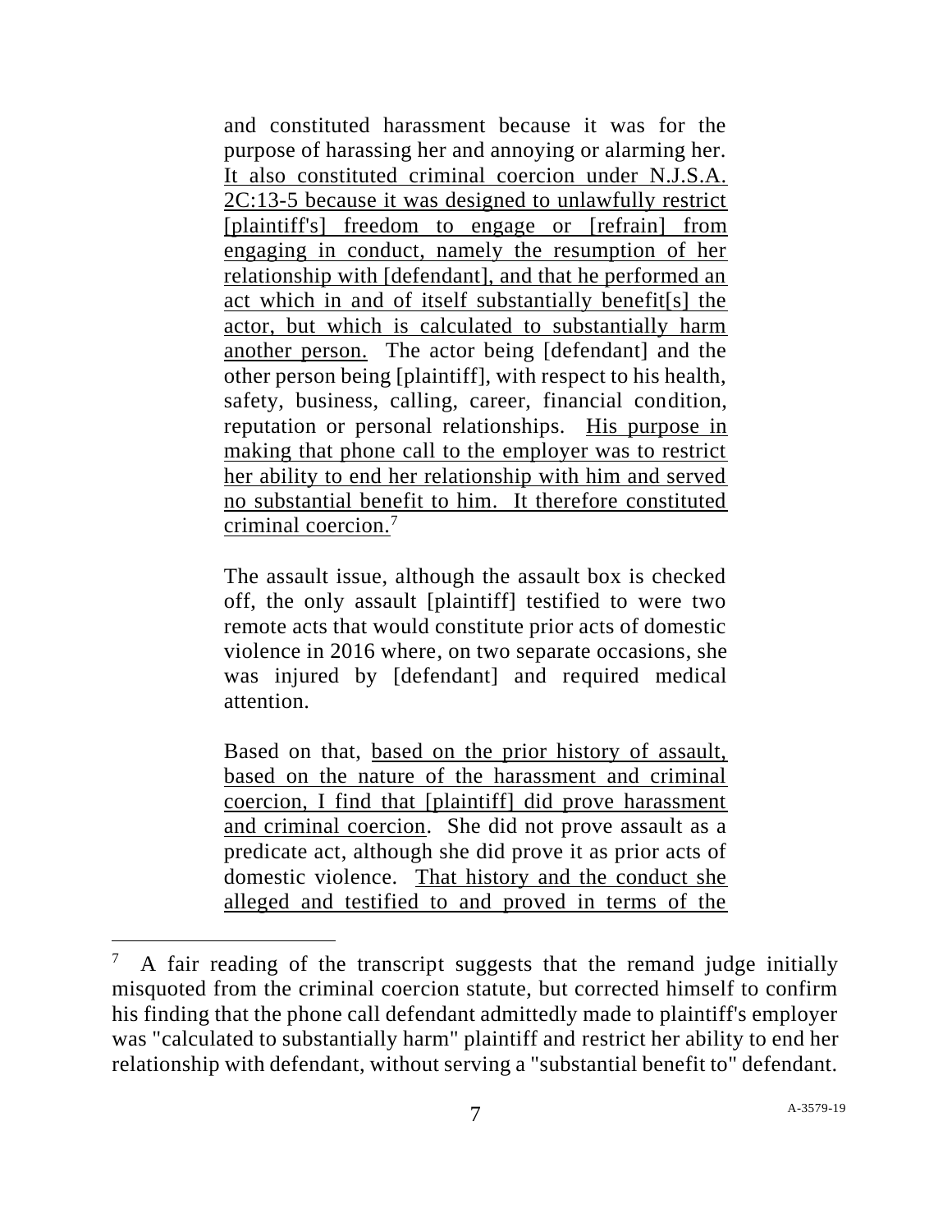and constituted harassment because it was for the purpose of harassing her and annoying or alarming her. <u>It also constituted criminal coercion under N.J.S.A. 2C:13-5 because it was designed to unlawfully restrict [plaintiff's] freedom to engage or [refrain] from engaging in conduct, namely the resumption of her relationship with [defendant], and that he performed an act which in and of itself substantially benefit[s] the actor, but which is calculated to substantially harm another person.</u> The actor being [defendant] and the other person being [plaintiff], with respect to his health, safety, business, calling, career, financial condition, reputation or personal relationships. <u>His purpose in making that phone call to the employer was to restrict her ability to end her relationship with him and served no substantial benefit to him. It therefore constituted criminal coercion.</u>[7]

The assault issue, although the assault box is checked off, the only assault [plaintiff] testified to were two remote acts that would constitute prior acts of domestic violence in 2016 where, on two separate occasions, she was injured by [defendant] and required medical attention.

Based on that, <u>based on the prior history of assault, based on the nature of the harassment and criminal coercion, I find that [plaintiff] did prove harassment and criminal coercion</u>. She did not prove assault as a predicate act, although she did prove it as prior acts of domestic violence. <u>That history and the conduct she alleged and testified to and proved in terms of the</u>

---

[7] A fair reading of the transcript suggests that the remand judge initially misquoted from the criminal coercion statute, but corrected himself to confirm his finding that the phone call defendant admittedly made to plaintiff's employer was "calculated to substantially harm" plaintiff and restrict her ability to end her relationship with defendant, without serving a "substantial benefit to" defendant.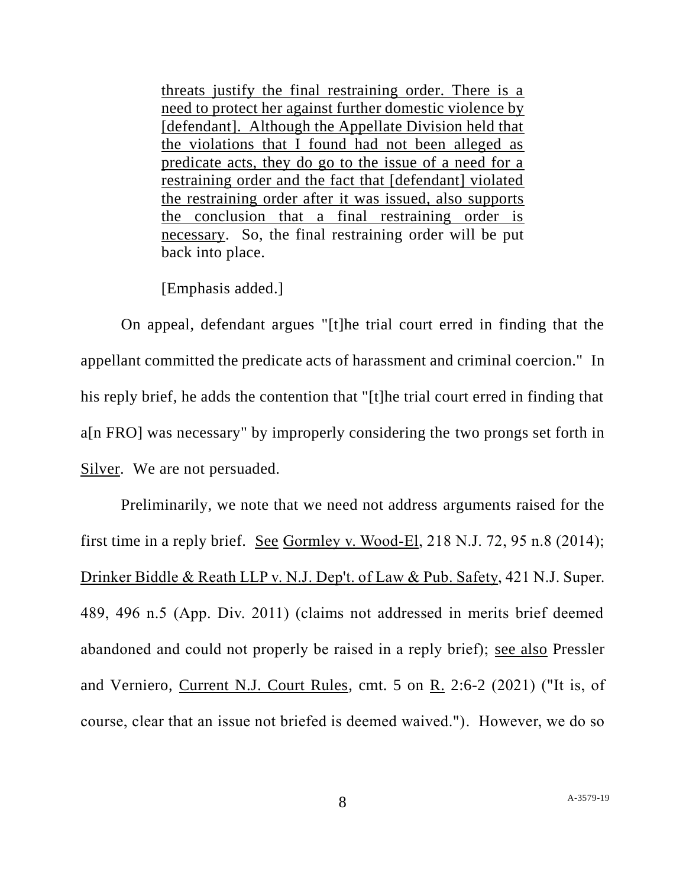> threats justify the final restraining order. There is a need to protect her against further domestic violence by [defendant]. Although the Appellate Division held that the violations that I found had not been alleged as predicate acts, they do go to the issue of a need for a restraining order and the fact that [defendant] violated the restraining order after it was issued, also supports the conclusion that a final restraining order is necessary. So, the final restraining order will be put back into place.
>
> [Emphasis added.]

On appeal, defendant argues "[t]he trial court erred in finding that the appellant committed the predicate acts of harassment and criminal coercion." In his reply brief, he adds the contention that "[t]he trial court erred in finding that a[n FRO] was necessary" by improperly considering the two prongs set forth in Silver. We are not persuaded.

Preliminarily, we note that we need not address arguments raised for the first time in a reply brief. See Gormley v. Wood-El, 218 N.J. 72, 95 n.8 (2014); Drinker Biddle & Reath LLP v. N.J. Dep't. of Law & Pub. Safety, 421 N.J. Super. 489, 496 n.5 (App. Div. 2011) (claims not addressed in merits brief deemed abandoned and could not properly be raised in a reply brief); see also Pressler and Verniero, Current N.J. Court Rules, cmt. 5 on R. 2:6-2 (2021) ("It is, of course, clear that an issue not briefed is deemed waived."). However, we do so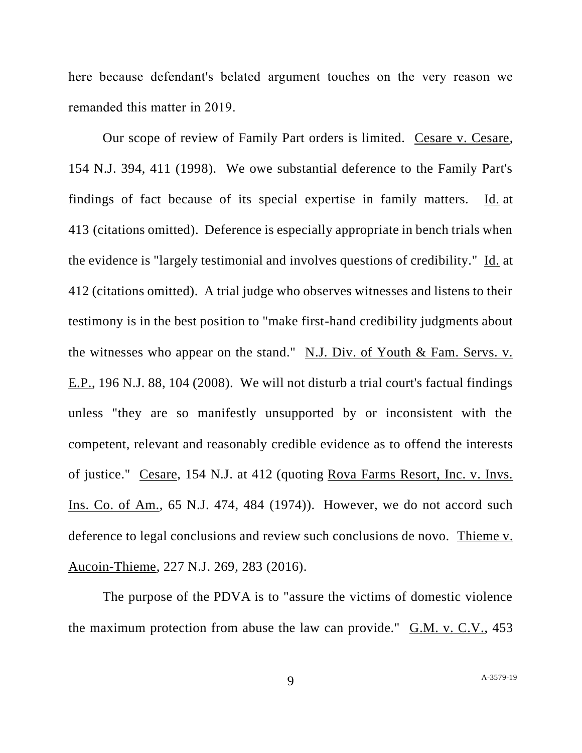here because defendant's belated argument touches on the very reason we remanded this matter in 2019.

Our scope of review of Family Part orders is limited. Cesare v. Cesare, 154 N.J. 394, 411 (1998). We owe substantial deference to the Family Part's findings of fact because of its special expertise in family matters. Id. at 413 (citations omitted). Deference is especially appropriate in bench trials when the evidence is "largely testimonial and involves questions of credibility." Id. at 412 (citations omitted). A trial judge who observes witnesses and listens to their testimony is in the best position to "make first-hand credibility judgments about the witnesses who appear on the stand." N.J. Div. of Youth & Fam. Servs. v. E.P., 196 N.J. 88, 104 (2008). We will not disturb a trial court's factual findings unless "they are so manifestly unsupported by or inconsistent with the competent, relevant and reasonably credible evidence as to offend the interests of justice." Cesare, 154 N.J. at 412 (quoting Rova Farms Resort, Inc. v. Invs. Ins. Co. of Am., 65 N.J. 474, 484 (1974)). However, we do not accord such deference to legal conclusions and review such conclusions de novo. Thieme v. Aucoin-Thieme, 227 N.J. 269, 283 (2016).

The purpose of the PDVA is to "assure the victims of domestic violence the maximum protection from abuse the law can provide." G.M. v. C.V., 453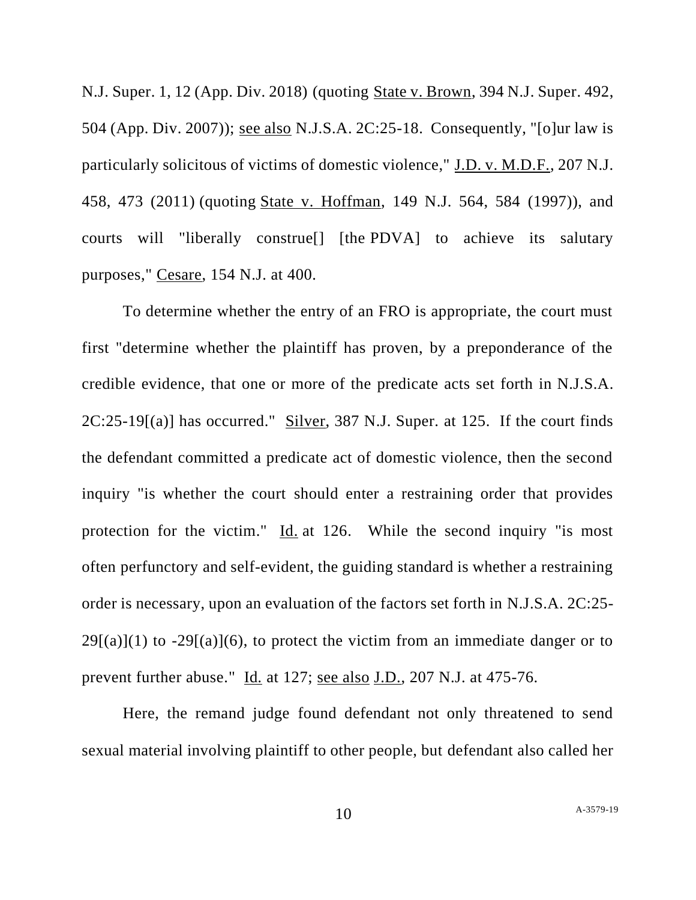N.J. Super. 1, 12 (App. Div. 2018) (quoting State v. Brown, 394 N.J. Super. 492, 504 (App. Div. 2007)); see also N.J.S.A. 2C:25-18. Consequently, "[o]ur law is particularly solicitous of victims of domestic violence," J.D. v. M.D.F., 207 N.J. 458, 473 (2011) (quoting State v. Hoffman, 149 N.J. 564, 584 (1997)), and courts will "liberally construe[] [the PDVA] to achieve its salutary purposes," Cesare, 154 N.J. at 400.

To determine whether the entry of an FRO is appropriate, the court must first "determine whether the plaintiff has proven, by a preponderance of the credible evidence, that one or more of the predicate acts set forth in N.J.S.A. 2C:25-19[(a)] has occurred." Silver, 387 N.J. Super. at 125. If the court finds the defendant committed a predicate act of domestic violence, then the second inquiry "is whether the court should enter a restraining order that provides protection for the victim." Id. at 126. While the second inquiry "is most often perfunctory and self-evident, the guiding standard is whether a restraining order is necessary, upon an evaluation of the factors set forth in N.J.S.A. 2C:25-29[(a)](1) to -29[(a)](6), to protect the victim from an immediate danger or to prevent further abuse." Id. at 127; see also J.D., 207 N.J. at 475-76.

Here, the remand judge found defendant not only threatened to send sexual material involving plaintiff to other people, but defendant also called her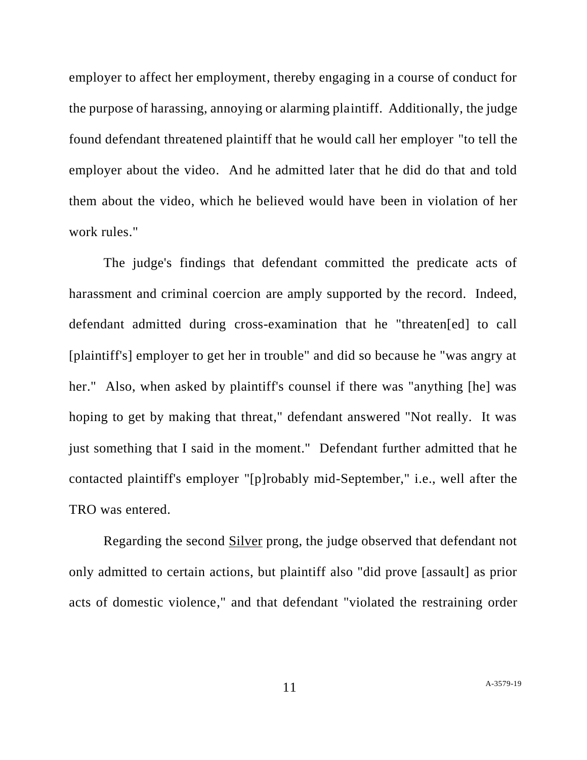employer to affect her employment, thereby engaging in a course of conduct for the purpose of harassing, annoying or alarming plaintiff. Additionally, the judge found defendant threatened plaintiff that he would call her employer "to tell the employer about the video. And he admitted later that he did do that and told them about the video, which he believed would have been in violation of her work rules."

The judge's findings that defendant committed the predicate acts of harassment and criminal coercion are amply supported by the record. Indeed, defendant admitted during cross-examination that he "threaten[ed] to call [plaintiff's] employer to get her in trouble" and did so because he "was angry at her." Also, when asked by plaintiff's counsel if there was "anything [he] was hoping to get by making that threat," defendant answered "Not really. It was just something that I said in the moment." Defendant further admitted that he contacted plaintiff's employer "[p]robably mid-September," i.e., well after the TRO was entered.

Regarding the second Silver prong, the judge observed that defendant not only admitted to certain actions, but plaintiff also "did prove [assault] as prior acts of domestic violence," and that defendant "violated the restraining order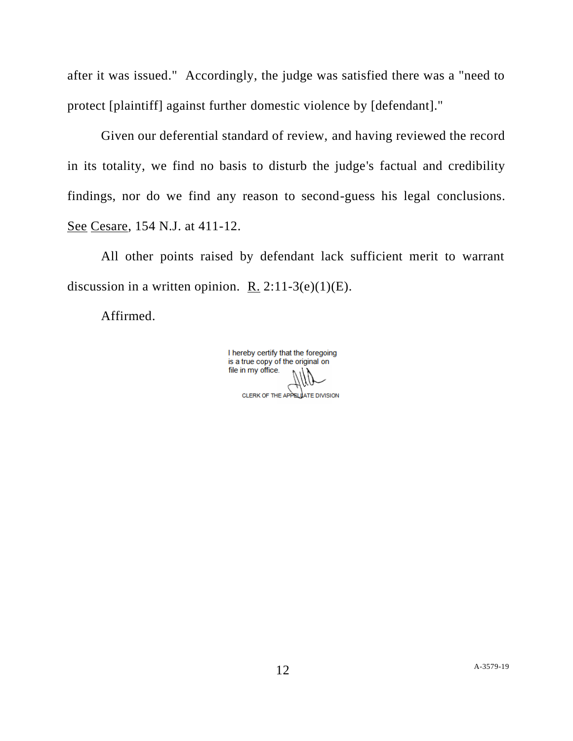after it was issued." Accordingly, the judge was satisfied there was a "need to protect [plaintiff] against further domestic violence by [defendant]."

Given our deferential standard of review, and having reviewed the record in its totality, we find no basis to disturb the judge's factual and credibility findings, nor do we find any reason to second-guess his legal conclusions. See Cesare, 154 N.J. at 411-12.

All other points raised by defendant lack sufficient merit to warrant discussion in a written opinion. R. 2:11-3(e)(1)(E).

Affirmed.

I hereby certify that the foregoing is a true copy of the original on file in my office.

CLERK OF THE APPELLATE DIVISION